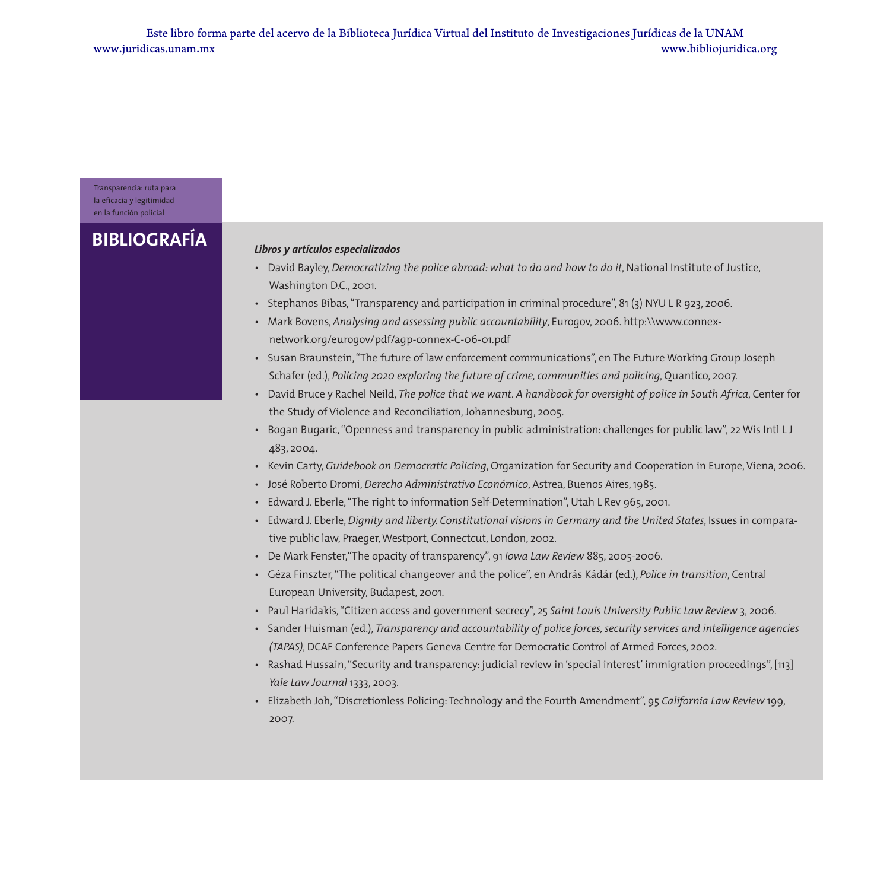# BIBLIOGRAFÍA

***Libros y artículos especializados***

- David Bayley, *Democratizing the police abroad: what to do and how to do it*, National Institute of Justice, Washington D.C., 2001.
- Stephanos Bibas, "Transparency and participation in criminal procedure", 81 (3) NYU L R 923, 2006.
- Mark Bovens, *Analysing and assessing public accountability*, Eurogov, 2006. http:\\www.connex-network.org/eurogov/pdf/agp-connex-C-06-01.pdf
- Susan Braunstein, "The future of law enforcement communications", en The Future Working Group Joseph Schafer (ed.), *Policing 2020 exploring the future of crime, communities and policing*, Quantico, 2007.
- David Bruce y Rachel Neild, *The police that we want. A handbook for oversight of police in South Africa*, Center for the Study of Violence and Reconciliation, Johannesburg, 2005.
- Bogan Bugaric, "Openness and transparency in public administration: challenges for public law", 22 Wis Intl L J 483, 2004.
- Kevin Carty, *Guidebook on Democratic Policing*, Organization for Security and Cooperation in Europe, Viena, 2006.
- José Roberto Dromi, *Derecho Administrativo Económico*, Astrea, Buenos Aires, 1985.
- Edward J. Eberle, "The right to information Self-Determination", Utah L Rev 965, 2001.
- Edward J. Eberle, *Dignity and liberty. Constitutional visions in Germany and the United States*, Issues in comparative public law, Praeger, Westport, Connectcut, London, 2002.
- De Mark Fenster, "The opacity of transparency", 91 *Iowa Law Review* 885, 2005-2006.
- Géza Finszter, "The political changeover and the police", en András Kádár (ed.), *Police in transition*, Central European University, Budapest, 2001.
- Paul Haridakis, "Citizen access and government secrecy", 25 *Saint Louis University Public Law Review* 3, 2006.
- Sander Huisman (ed.), *Transparency and accountability of police forces, security services and intelligence agencies (TAPAS)*, DCAF Conference Papers Geneva Centre for Democratic Control of Armed Forces, 2002.
- Rashad Hussain, "Security and transparency: judicial review in 'special interest' immigration proceedings", [113] *Yale Law Journal* 1333, 2003.
- Elizabeth Joh, "Discretionless Policing: Technology and the Fourth Amendment", 95 *California Law Review* 199, 2007.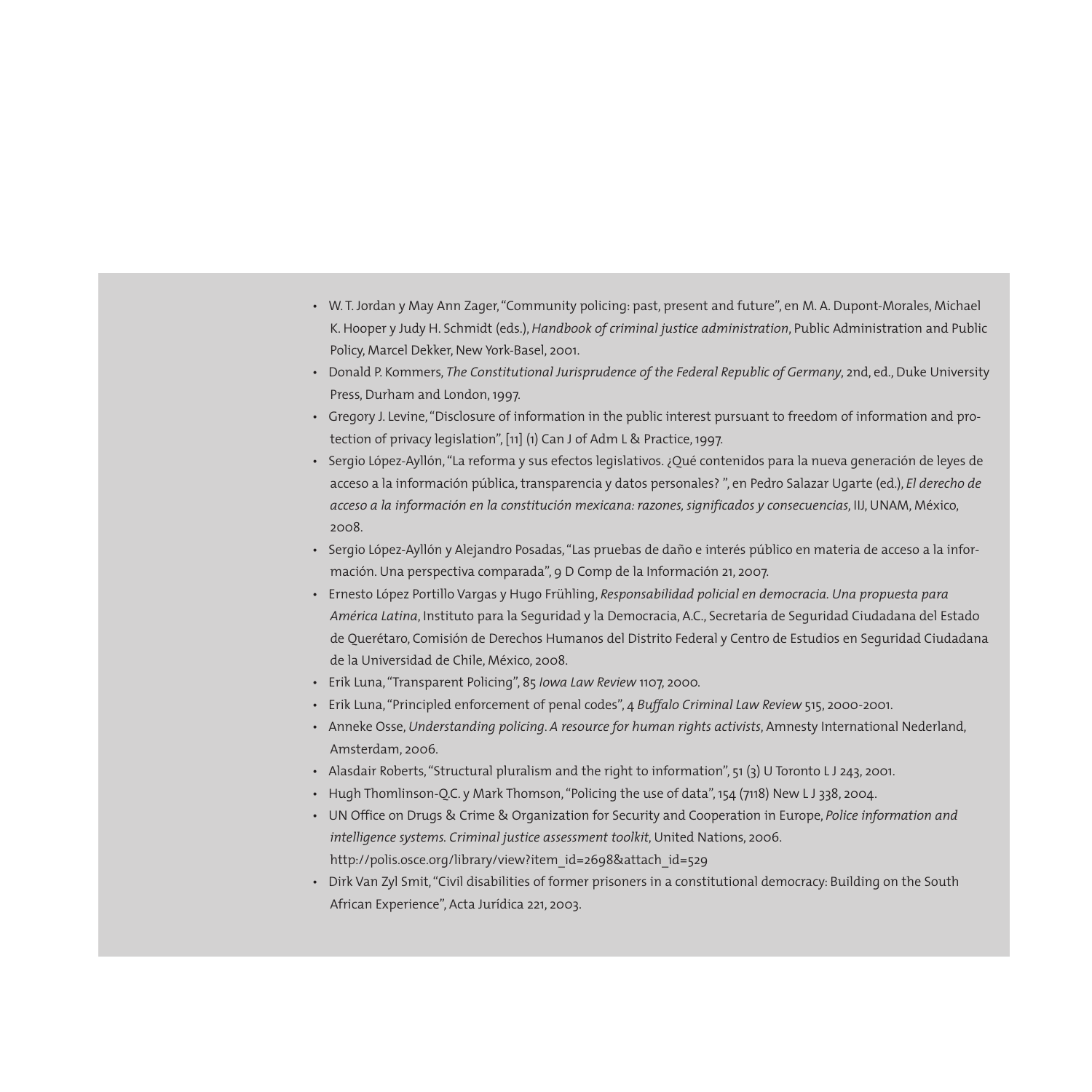- W. T. Jordan y May Ann Zager, "Community policing: past, present and future", en M. A. Dupont-Morales, Michael K. Hooper y Judy H. Schmidt (eds.), *Handbook of criminal justice administration*, Public Administration and Public Policy, Marcel Dekker, New York-Basel, 2001.
- Donald P. Kommers, *The Constitutional Jurisprudence of the Federal Republic of Germany*, 2nd, ed., Duke University Press, Durham and London, 1997.
- Gregory J. Levine, "Disclosure of information in the public interest pursuant to freedom of information and protection of privacy legislation", [11] (1) Can J of Adm L & Practice, 1997.
- Sergio López-Ayllón, "La reforma y sus efectos legislativos. ¿Qué contenidos para la nueva generación de leyes de acceso a la información pública, transparencia y datos personales? ", en Pedro Salazar Ugarte (ed.), *El derecho de acceso a la información en la constitución mexicana: razones, significados y consecuencias*, IIJ, UNAM, México, 2008.
- Sergio López-Ayllón y Alejandro Posadas, "Las pruebas de daño e interés público en materia de acceso a la información. Una perspectiva comparada", 9 D Comp de la Información 21, 2007.
- Ernesto López Portillo Vargas y Hugo Frühling, *Responsabilidad policial en democracia. Una propuesta para América Latina*, Instituto para la Seguridad y la Democracia, A.C., Secretaría de Seguridad Ciudadana del Estado de Querétaro, Comisión de Derechos Humanos del Distrito Federal y Centro de Estudios en Seguridad Ciudadana de la Universidad de Chile, México, 2008.
- Erik Luna, "Transparent Policing", 85 *Iowa Law Review* 1107, 2000.
- Erik Luna, "Principled enforcement of penal codes", 4 *Buffalo Criminal Law Review* 515, 2000-2001.
- Anneke Osse, *Understanding policing. A resource for human rights activists*, Amnesty International Nederland, Amsterdam, 2006.
- Alasdair Roberts, "Structural pluralism and the right to information", 51 (3) U Toronto L J 243, 2001.
- Hugh Thomlinson-Q.C. y Mark Thomson, "Policing the use of data", 154 (7118) New L J 338, 2004.
- UN Office on Drugs & Crime & Organization for Security and Cooperation in Europe, *Police information and intelligence systems. Criminal justice assessment toolkit*, United Nations, 2006. http://polis.osce.org/library/view?item_id=2698&attach_id=529
- Dirk Van Zyl Smit, "Civil disabilities of former prisoners in a constitutional democracy: Building on the South African Experience", Acta Jurídica 221, 2003.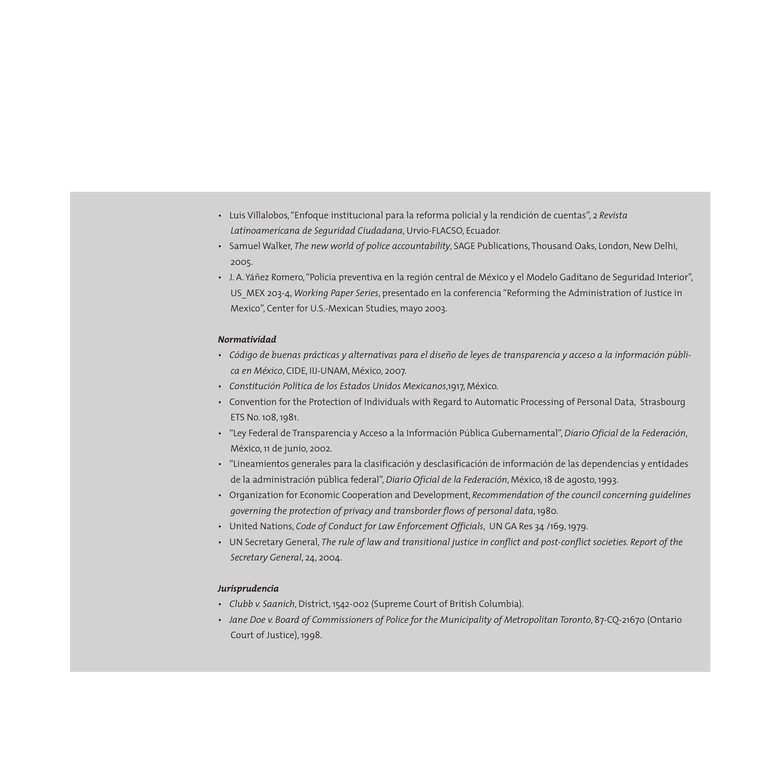- Luis Villalobos, "Enfoque institucional para la reforma policial y la rendición de cuentas", 2 *Revista Latinoamericana de Seguridad Ciudadana*, Urvio-FLACSO, Ecuador.
- Samuel Walker, *The new world of police accountability*, SAGE Publications, Thousand Oaks, London, New Delhi, 2005.
- J. A. Yáñez Romero, "Policía preventiva en la región central de México y el Modelo Gaditano de Seguridad Interior", US_MEX 203-4, *Working Paper Series*, presentado en la conferencia "Reforming the Administration of Justice in Mexico", Center for U.S.-Mexican Studies, mayo 2003.

***Normatividad***

- *Código de buenas prácticas y alternativas para el diseño de leyes de transparencia y acceso a la información pública en México*, CIDE, IIJ-UNAM, México, 2007.
- *Constitución Política de los Estados Unidos Mexicanos*,1917, México.
- Convention for the Protection of Individuals with Regard to Automatic Processing of Personal Data, Strasbourg ETS No. 108, 1981.
- "Ley Federal de Transparencia y Acceso a la Información Pública Gubernamental", *Diario Oficial de la Federación*, México, 11 de junio, 2002.
- "Lineamientos generales para la clasificación y desclasificación de información de las dependencias y entidades de la administración pública federal", *Diario Oficial de la Federación*, México, 18 de agosto, 1993.
- Organization for Economic Cooperation and Development, *Recommendation of the council concerning guidelines governing the protection of privacy and transborder flows of personal data*, 1980.
- United Nations, *Code of Conduct for Law Enforcement Officials*, UN GA Res 34 /169, 1979.
- UN Secretary General, *The rule of law and transitional justice in conflict and post-conflict societies. Report of the Secretary General*, 24, 2004.

***Jurisprudencia***

- *Clubb v. Saanich*, District, 1542-002 (Supreme Court of British Columbia).
- *Jane Doe v. Board of Commissioners of Police for the Municipality of Metropolitan Toronto*, 87-CQ-21670 (Ontario Court of Justice), 1998.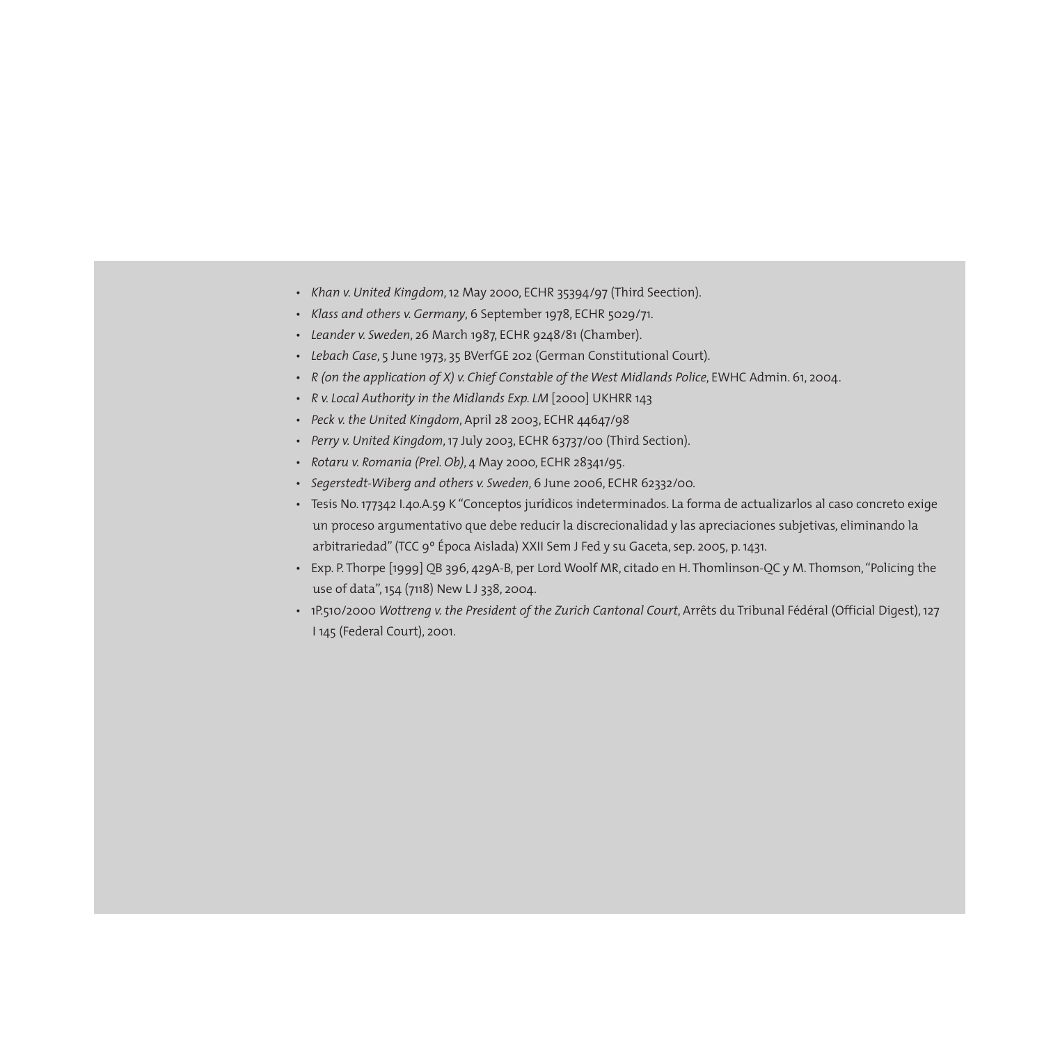- *Khan v. United Kingdom*, 12 May 2000, ECHR 35394/97 (Third Seection).
- *Klass and others v. Germany*, 6 September 1978, ECHR 5029/71.
- *Leander v. Sweden*, 26 March 1987, ECHR 9248/81 (Chamber).
- *Lebach Case*, 5 June 1973, 35 BVerfGE 202 (German Constitutional Court).
- *R (on the application of X) v. Chief Constable of the West Midlands Police*, EWHC Admin. 61, 2004.
- *R v. Local Authority in the Midlands Exp. LM* [2000] UKHRR 143
- *Peck v. the United Kingdom*, April 28 2003, ECHR 44647/98
- *Perry v. United Kingdom*, 17 July 2003, ECHR 63737/00 (Third Section).
- *Rotaru v. Romania (Prel. Ob)*, 4 May 2000, ECHR 28341/95.
- *Segerstedt-Wiberg and others v. Sweden*, 6 June 2006, ECHR 62332/00.
- Tesis No. 177342 I.4o.A.59 K "Conceptos jurídicos indeterminados. La forma de actualizarlos al caso concreto exige un proceso argumentativo que debe reducir la discrecionalidad y las apreciaciones subjetivas, eliminando la arbitrariedad" (TCC 9º Época Aislada) XXII Sem J Fed y su Gaceta, sep. 2005, p. 1431.
- Exp. P. Thorpe [1999] QB 396, 429A-B, per Lord Woolf MR, citado en H. Thomlinson-QC y M. Thomson, "Policing the use of data", 154 (7118) New L J 338, 2004.
- 1P.510/2000 *Wottreng v. the President of the Zurich Cantonal Court*, Arrêts du Tribunal Fédéral (Official Digest), 127 I 145 (Federal Court), 2001.